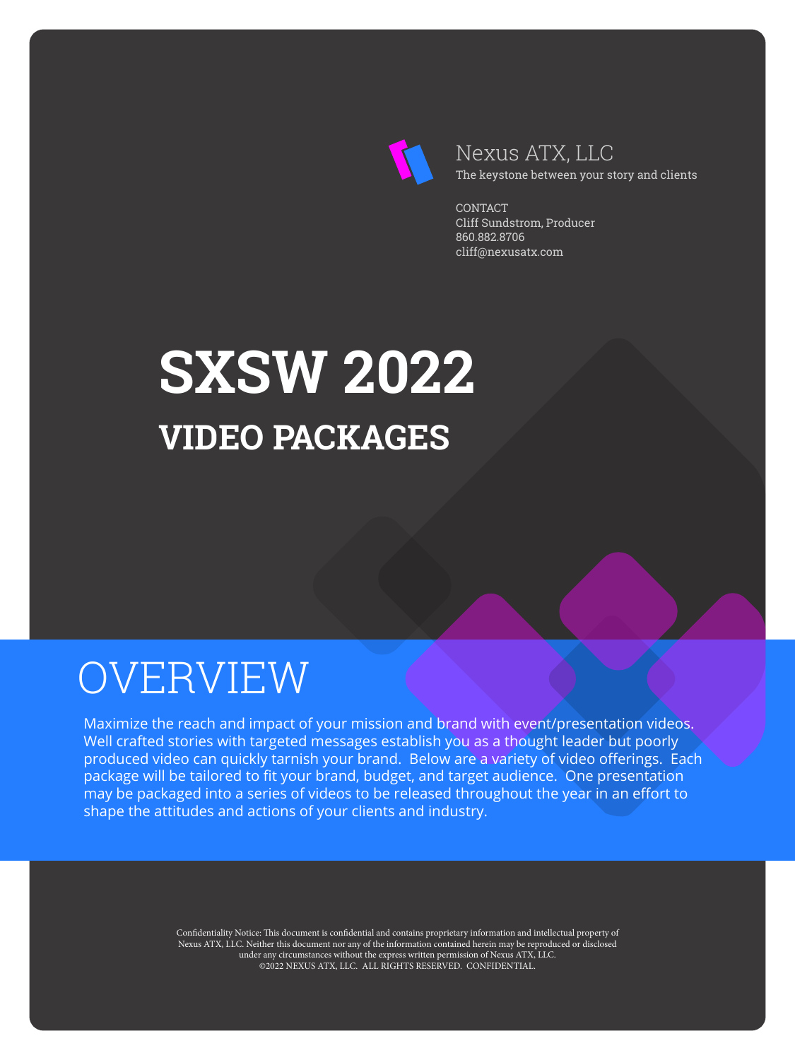Nexus ATX, LLC

The keystone between your story and clients

CONTACT
Cliff Sundstrom, Producer
860.882.8706
cliff@nexusatx.com

# SXSW 2022

## VIDEO PACKAGES

## OVERVIEW

Maximize the reach and impact of your mission and brand with event/presentation videos. Well crafted stories with targeted messages establish you as a thought leader but poorly produced video can quickly tarnish your brand. Below are a variety of video offerings. Each package will be tailored to fit your brand, budget, and target audience. One presentation may be packaged into a series of videos to be released throughout the year in an effort to shape the attitudes and actions of your clients and industry.

Confidentiality Notice: This document is confidential and contains proprietary information and intellectual property of Nexus ATX, LLC. Neither this document nor any of the information contained herein may be reproduced or disclosed under any circumstances without the express written permission of Nexus ATX, LLC.
©2022 NEXUS ATX, LLC. ALL RIGHTS RESERVED. CONFIDENTIAL.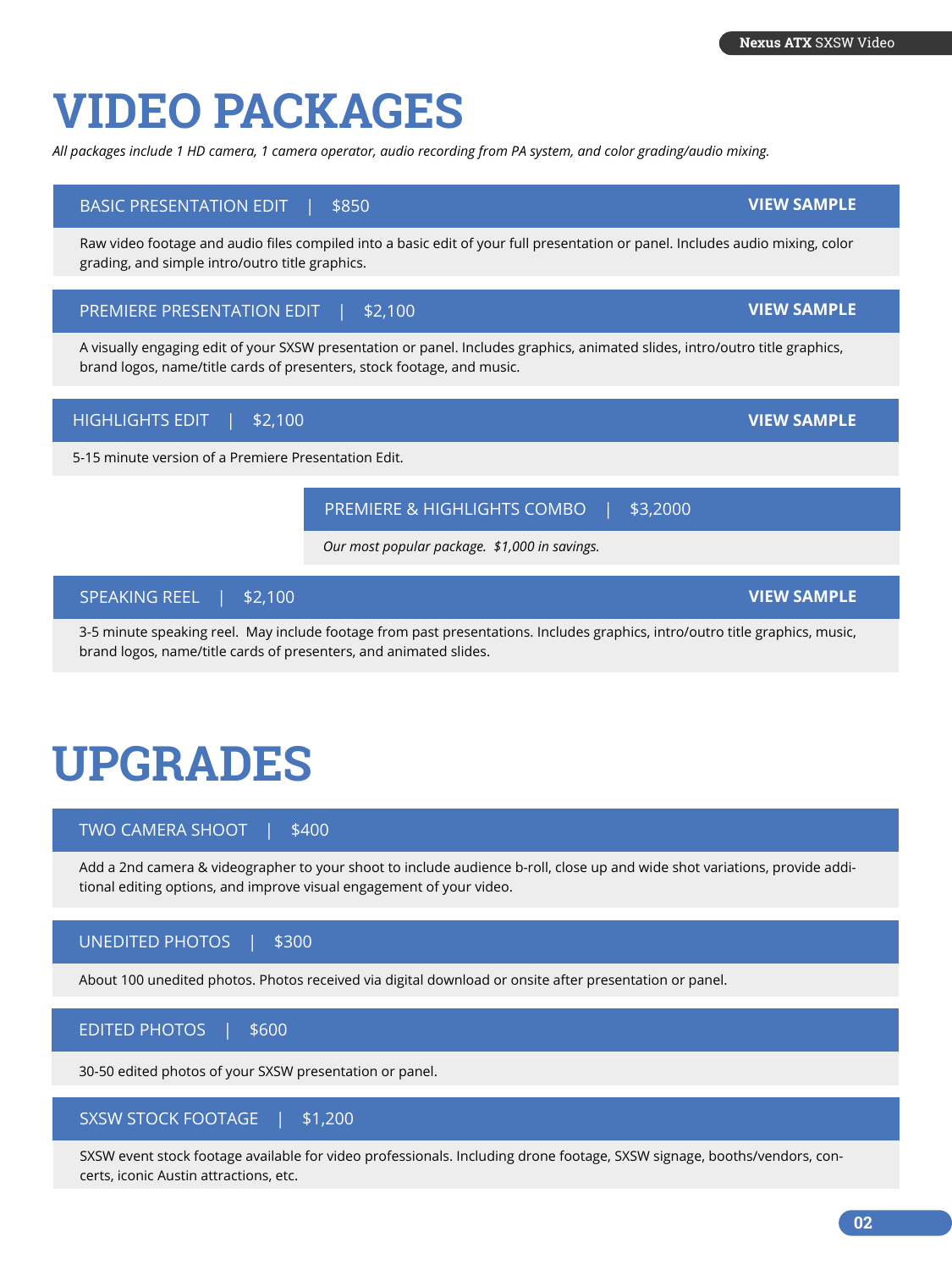# VIDEO PACKAGES

*All packages include 1 HD camera, 1 camera operator, audio recording from PA system, and color grading/audio mixing.*

## BASIC PRESENTATION EDIT | $850

**VIEW SAMPLE**

Raw video footage and audio files compiled into a basic edit of your full presentation or panel. Includes audio mixing, color grading, and simple intro/outro title graphics.

## PREMIERE PRESENTATION EDIT | $2,100

**VIEW SAMPLE**

A visually engaging edit of your SXSW presentation or panel. Includes graphics, animated slides, intro/outro title graphics, brand logos, name/title cards of presenters, stock footage, and music.

## HIGHLIGHTS EDIT | $2,100

**VIEW SAMPLE**

5-15 minute version of a Premiere Presentation Edit.

## PREMIERE & HIGHLIGHTS COMBO | $3,2000

*Our most popular package. $1,000 in savings.*

## SPEAKING REEL | $2,100

**VIEW SAMPLE**

3-5 minute speaking reel. May include footage from past presentations. Includes graphics, intro/outro title graphics, music, brand logos, name/title cards of presenters, and animated slides.

# UPGRADES

## TWO CAMERA SHOOT | $400

Add a 2nd camera & videographer to your shoot to include audience b-roll, close up and wide shot variations, provide additional editing options, and improve visual engagement of your video.

## UNEDITED PHOTOS | $300

About 100 unedited photos. Photos received via digital download or onsite after presentation or panel.

## EDITED PHOTOS | $600

30-50 edited photos of your SXSW presentation or panel.

## SXSW STOCK FOOTAGE | $1,200

SXSW event stock footage available for video professionals. Including drone footage, SXSW signage, booths/vendors, concerts, iconic Austin attractions, etc.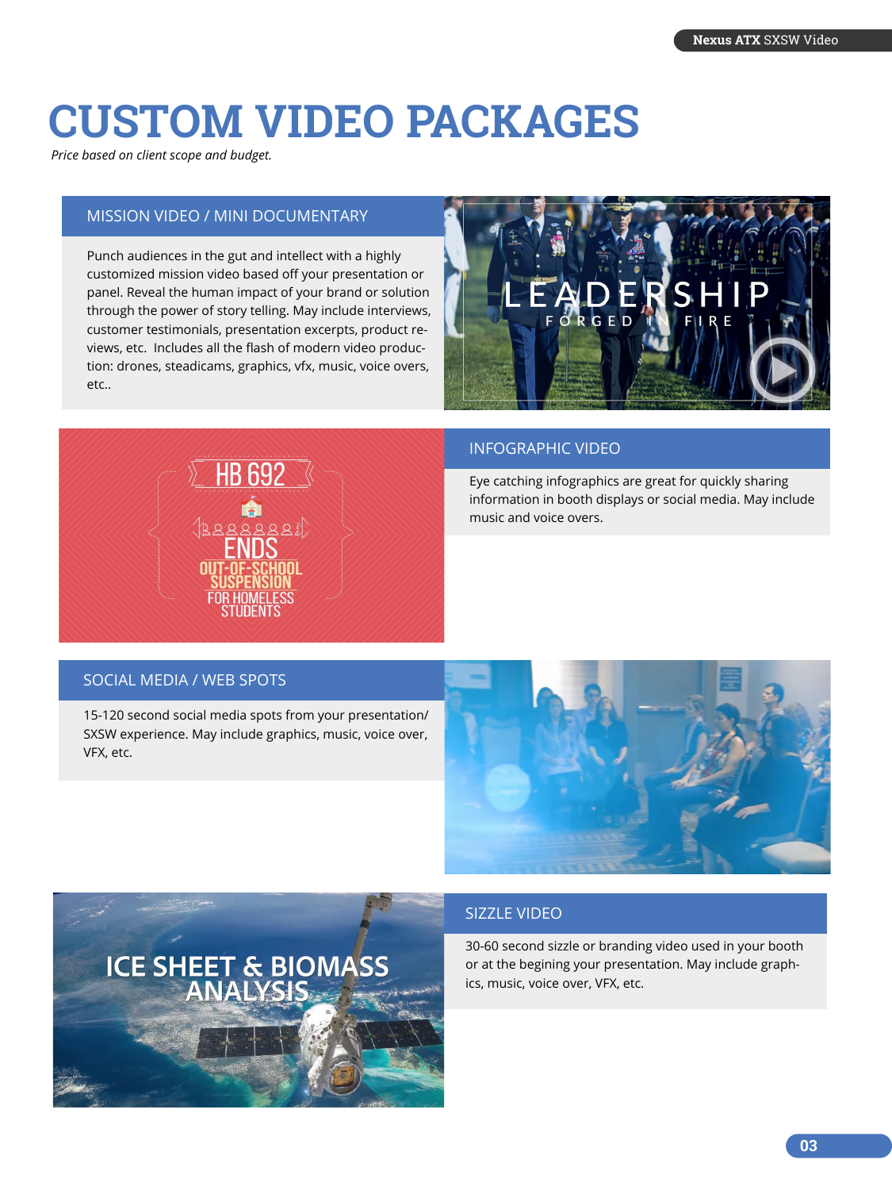# CUSTOM VIDEO PACKAGES

*Price based on client scope and budget.*

## MISSION VIDEO / MINI DOCUMENTARY

Punch audiences in the gut and intellect with a highly customized mission video based off your presentation or panel. Reveal the human impact of your brand or solution through the power of story telling. May include interviews, customer testimonials, presentation excerpts, product reviews, etc. Includes all the flash of modern video production: drones, steadicams, graphics, vfx, music, voice overs, etc..

## INFOGRAPHIC VIDEO

Eye catching infographics are great for quickly sharing information in booth displays or social media. May include music and voice overs.

## SOCIAL MEDIA / WEB SPOTS

15-120 second social media spots from your presentation/ SXSW experience. May include graphics, music, voice over, VFX, etc.

## SIZZLE VIDEO

30-60 second sizzle or branding video used in your booth or at the begining your presentation. May include graphics, music, voice over, VFX, etc.